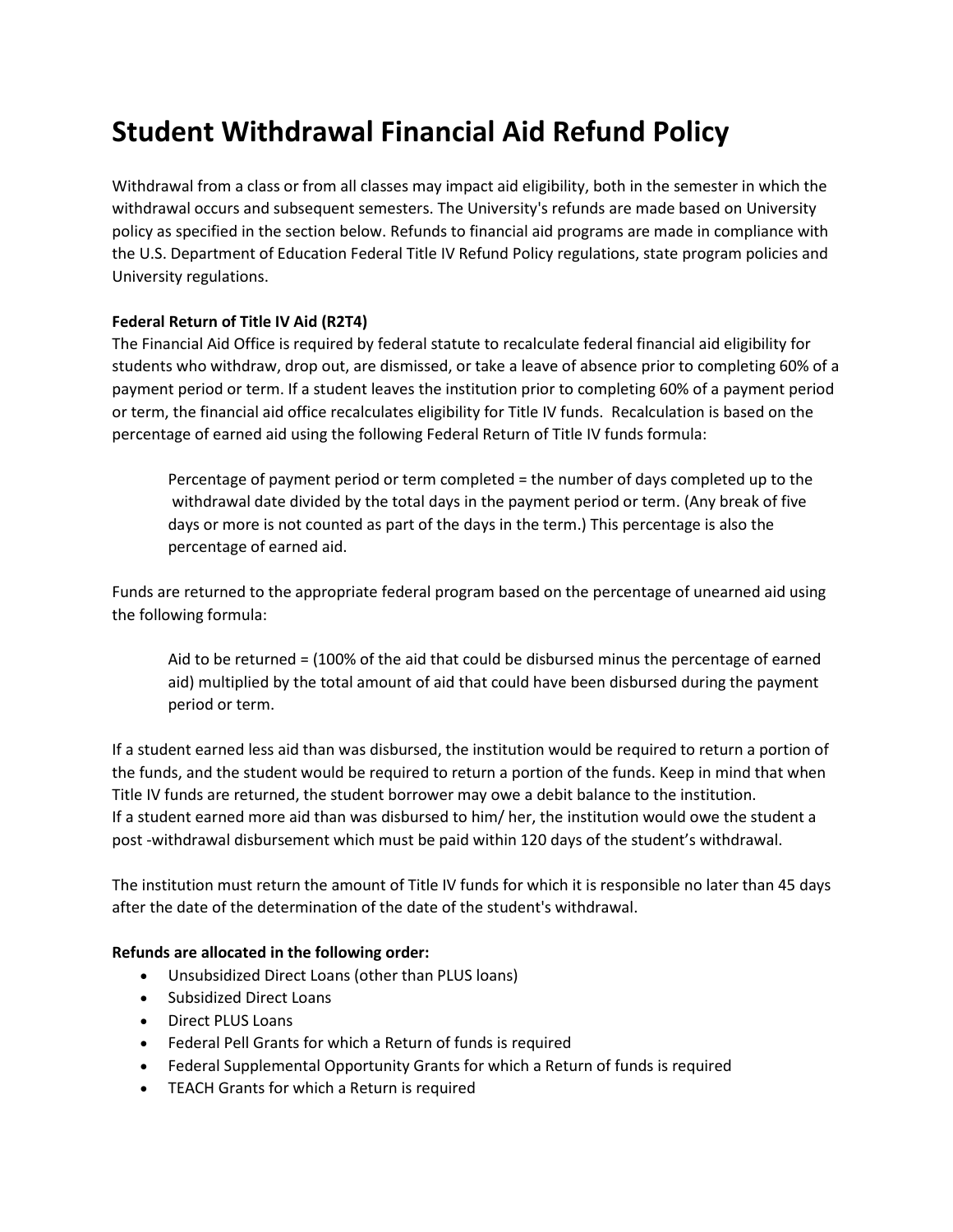# Student Withdrawal Financial Aid Refund Policy

Withdrawal from a class or from all classes may impact aid eligibility, both in the semester in which the withdrawal occurs and subsequent semesters. The University's refunds are made based on University policy as specified in the section below. Refunds to financial aid programs are made in compliance with the U.S. Department of Education Federal Title IV Refund Policy regulations, state program policies and University regulations.

**Federal Return of Title IV Aid (R2T4)**

The Financial Aid Office is required by federal statute to recalculate federal financial aid eligibility for students who withdraw, drop out, are dismissed, or take a leave of absence prior to completing 60% of a payment period or term. If a student leaves the institution prior to completing 60% of a payment period or term, the financial aid office recalculates eligibility for Title IV funds. Recalculation is based on the percentage of earned aid using the following Federal Return of Title IV funds formula:

> Percentage of payment period or term completed = the number of days completed up to the withdrawal date divided by the total days in the payment period or term. (Any break of five days or more is not counted as part of the days in the term.) This percentage is also the percentage of earned aid.

Funds are returned to the appropriate federal program based on the percentage of unearned aid using the following formula:

> Aid to be returned = (100% of the aid that could be disbursed minus the percentage of earned aid) multiplied by the total amount of aid that could have been disbursed during the payment period or term.

If a student earned less aid than was disbursed, the institution would be required to return a portion of the funds, and the student would be required to return a portion of the funds. Keep in mind that when Title IV funds are returned, the student borrower may owe a debit balance to the institution.
If a student earned more aid than was disbursed to him/ her, the institution would owe the student a post -withdrawal disbursement which must be paid within 120 days of the student's withdrawal.

The institution must return the amount of Title IV funds for which it is responsible no later than 45 days after the date of the determination of the date of the student's withdrawal.

**Refunds are allocated in the following order:**

- Unsubsidized Direct Loans (other than PLUS loans)
- Subsidized Direct Loans
- Direct PLUS Loans
- Federal Pell Grants for which a Return of funds is required
- Federal Supplemental Opportunity Grants for which a Return of funds is required
- TEACH Grants for which a Return is required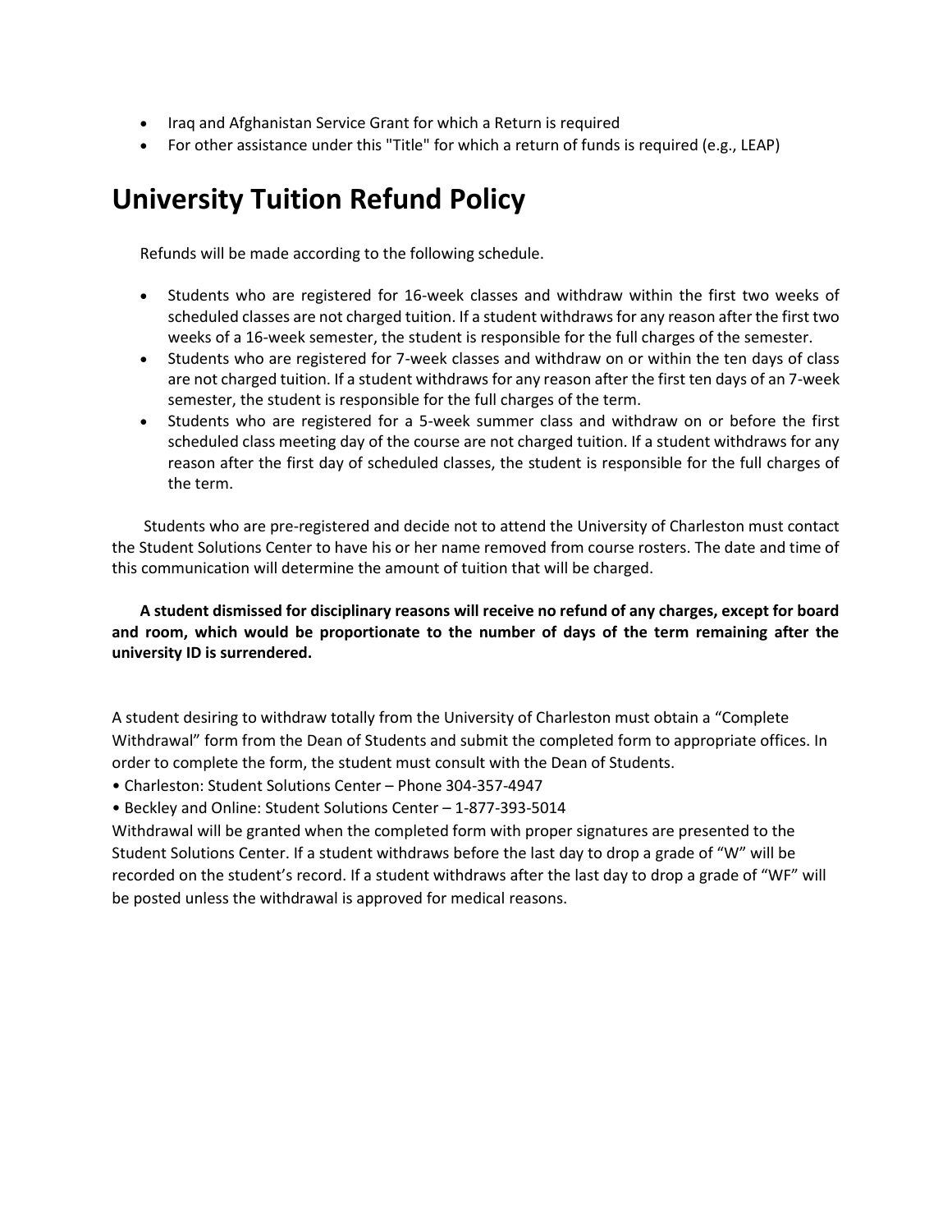- Iraq and Afghanistan Service Grant for which a Return is required
- For other assistance under this "Title" for which a return of funds is required (e.g., LEAP)

# University Tuition Refund Policy

Refunds will be made according to the following schedule.

- Students who are registered for 16-week classes and withdraw within the first two weeks of scheduled classes are not charged tuition. If a student withdraws for any reason after the first two weeks of a 16-week semester, the student is responsible for the full charges of the semester.
- Students who are registered for 7-week classes and withdraw on or within the ten days of class are not charged tuition. If a student withdraws for any reason after the first ten days of an 7-week semester, the student is responsible for the full charges of the term.
- Students who are registered for a 5-week summer class and withdraw on or before the first scheduled class meeting day of the course are not charged tuition. If a student withdraws for any reason after the first day of scheduled classes, the student is responsible for the full charges of the term.

Students who are pre-registered and decide not to attend the University of Charleston must contact the Student Solutions Center to have his or her name removed from course rosters. The date and time of this communication will determine the amount of tuition that will be charged.

**A student dismissed for disciplinary reasons will receive no refund of any charges, except for board and room, which would be proportionate to the number of days of the term remaining after the university ID is surrendered.**

A student desiring to withdraw totally from the University of Charleston must obtain a "Complete Withdrawal" form from the Dean of Students and submit the completed form to appropriate offices. In order to complete the form, the student must consult with the Dean of Students.

- Charleston: Student Solutions Center – Phone 304-357-4947
- Beckley and Online: Student Solutions Center – 1-877-393-5014

Withdrawal will be granted when the completed form with proper signatures are presented to the Student Solutions Center. If a student withdraws before the last day to drop a grade of "W" will be recorded on the student's record. If a student withdraws after the last day to drop a grade of "WF" will be posted unless the withdrawal is approved for medical reasons.